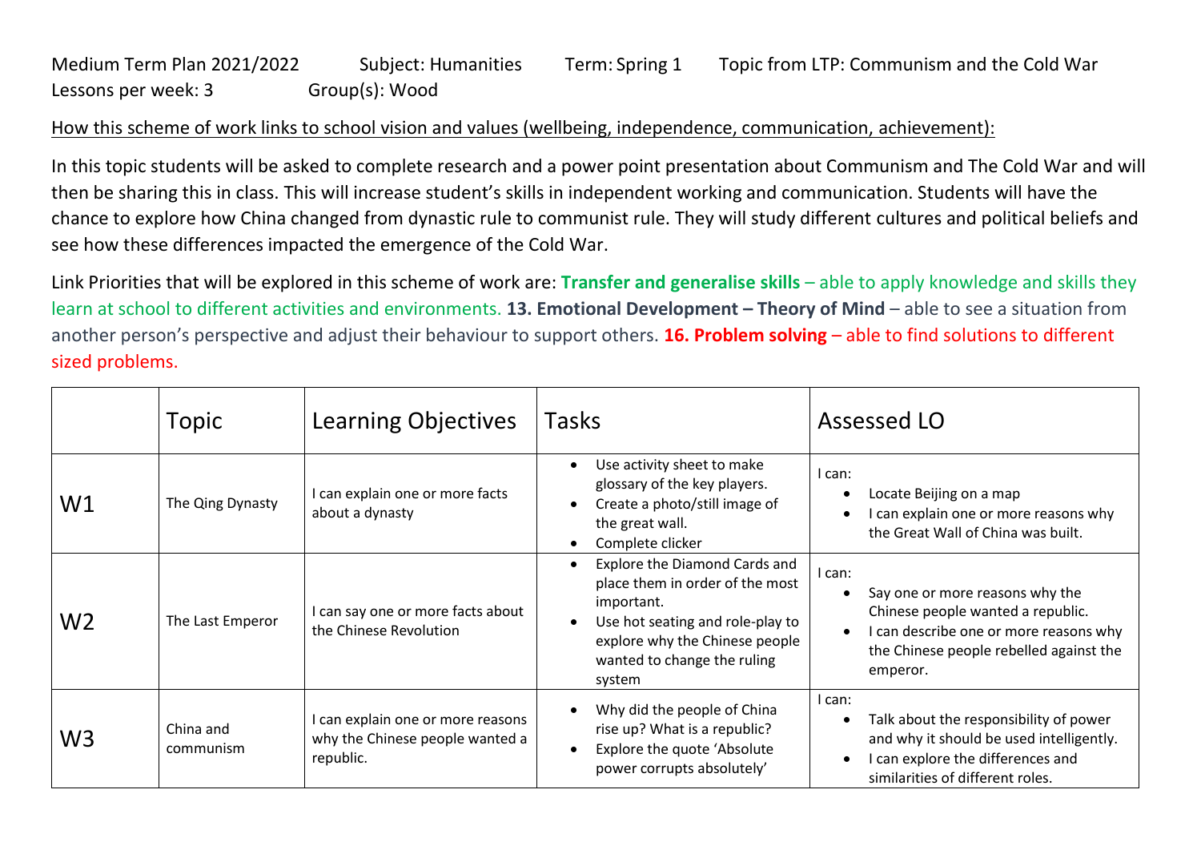Medium Term Plan 2021/2022 Subject: Humanities Term: Spring 1 Topic from LTP: Communism and the Cold War
Lessons per week: 3 Group(s): Wood

How this scheme of work links to school vision and values (wellbeing, independence, communication, achievement):

In this topic students will be asked to complete research and a power point presentation about Communism and The Cold War and will then be sharing this in class. This will increase student's skills in independent working and communication. Students will have the chance to explore how China changed from dynastic rule to communist rule. They will study different cultures and political beliefs and see how these differences impacted the emergence of the Cold War.

Link Priorities that will be explored in this scheme of work are: **Transfer and generalise skills** – able to apply knowledge and skills they learn at school to different activities and environments. **13. Emotional Development – Theory of Mind** – able to see a situation from another person's perspective and adjust their behaviour to support others. **16. Problem solving** – able to find solutions to different sized problems.

| | Topic | Learning Objectives | Tasks | Assessed LO |
|---|---|---|---|---|
| W1 | The Qing Dynasty | I can explain one or more facts about a dynasty | • Use activity sheet to make glossary of the key players.<br>• Create a photo/still image of the great wall.<br>• Complete clicker | I can:<br>• Locate Beijing on a map<br>• I can explain one or more reasons why the Great Wall of China was built. |
| W2 | The Last Emperor | I can say one or more facts about the Chinese Revolution | • Explore the Diamond Cards and place them in order of the most important.<br>• Use hot seating and role-play to explore why the Chinese people wanted to change the ruling system | I can:<br>• Say one or more reasons why the Chinese people wanted a republic.<br>• I can describe one or more reasons why the Chinese people rebelled against the emperor. |
| W3 | China and communism | I can explain one or more reasons why the Chinese people wanted a republic. | • Why did the people of China rise up? What is a republic?<br>• Explore the quote 'Absolute power corrupts absolutely' | I can:<br>• Talk about the responsibility of power and why it should be used intelligently.<br>• I can explore the differences and similarities of different roles. |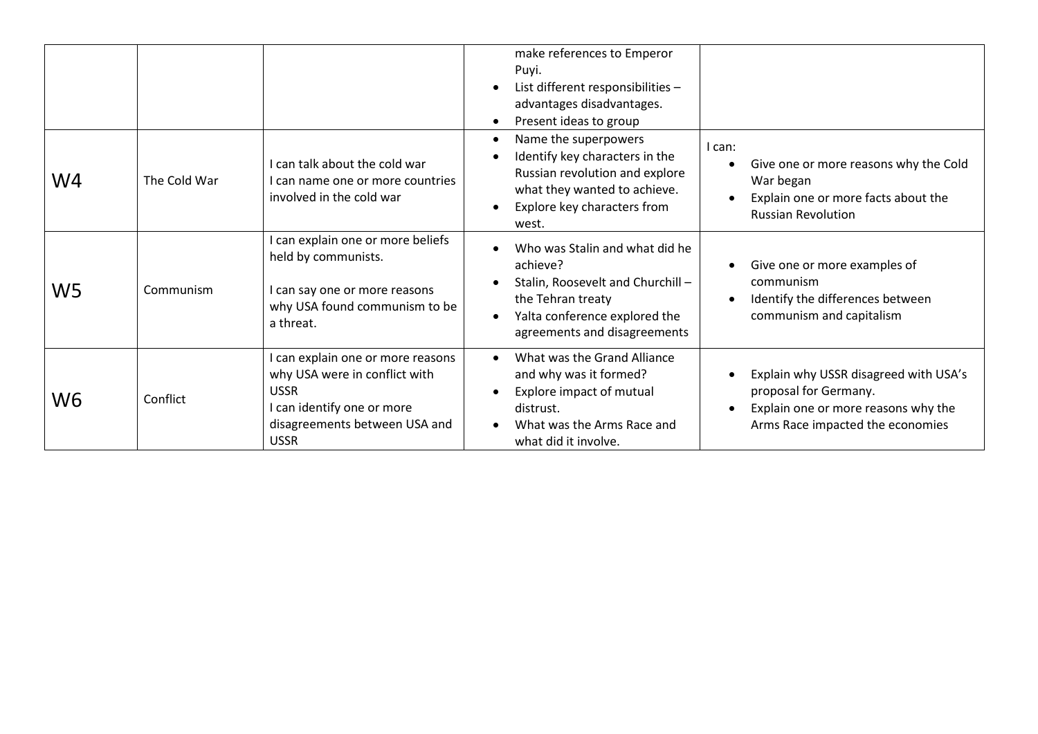| | | | | |
|---|---|---|---|---|
| | | | make references to Emperor Puyi.<br>• List different responsibilities – advantages disadvantages.<br>• Present ideas to group | |
| W4 | The Cold War | I can talk about the cold war<br>I can name one or more countries involved in the cold war | • Name the superpowers<br>• Identify key characters in the Russian revolution and explore what they wanted to achieve.<br>• Explore key characters from west. | I can:<br>• Give one or more reasons why the Cold War began<br>• Explain one or more facts about the Russian Revolution |
| W5 | Communism | I can explain one or more beliefs held by communists.<br><br>I can say one or more reasons why USA found communism to be a threat. | • Who was Stalin and what did he achieve?<br>• Stalin, Roosevelt and Churchill – the Tehran treaty<br>• Yalta conference explored the agreements and disagreements | • Give one or more examples of communism<br>• Identify the differences between communism and capitalism |
| W6 | Conflict | I can explain one or more reasons why USA were in conflict with USSR<br>I can identify one or more disagreements between USA and USSR | • What was the Grand Alliance and why was it formed?<br>• Explore impact of mutual distrust.<br>• What was the Arms Race and what did it involve. | • Explain why USSR disagreed with USA's proposal for Germany.<br>• Explain one or more reasons why the Arms Race impacted the economies |